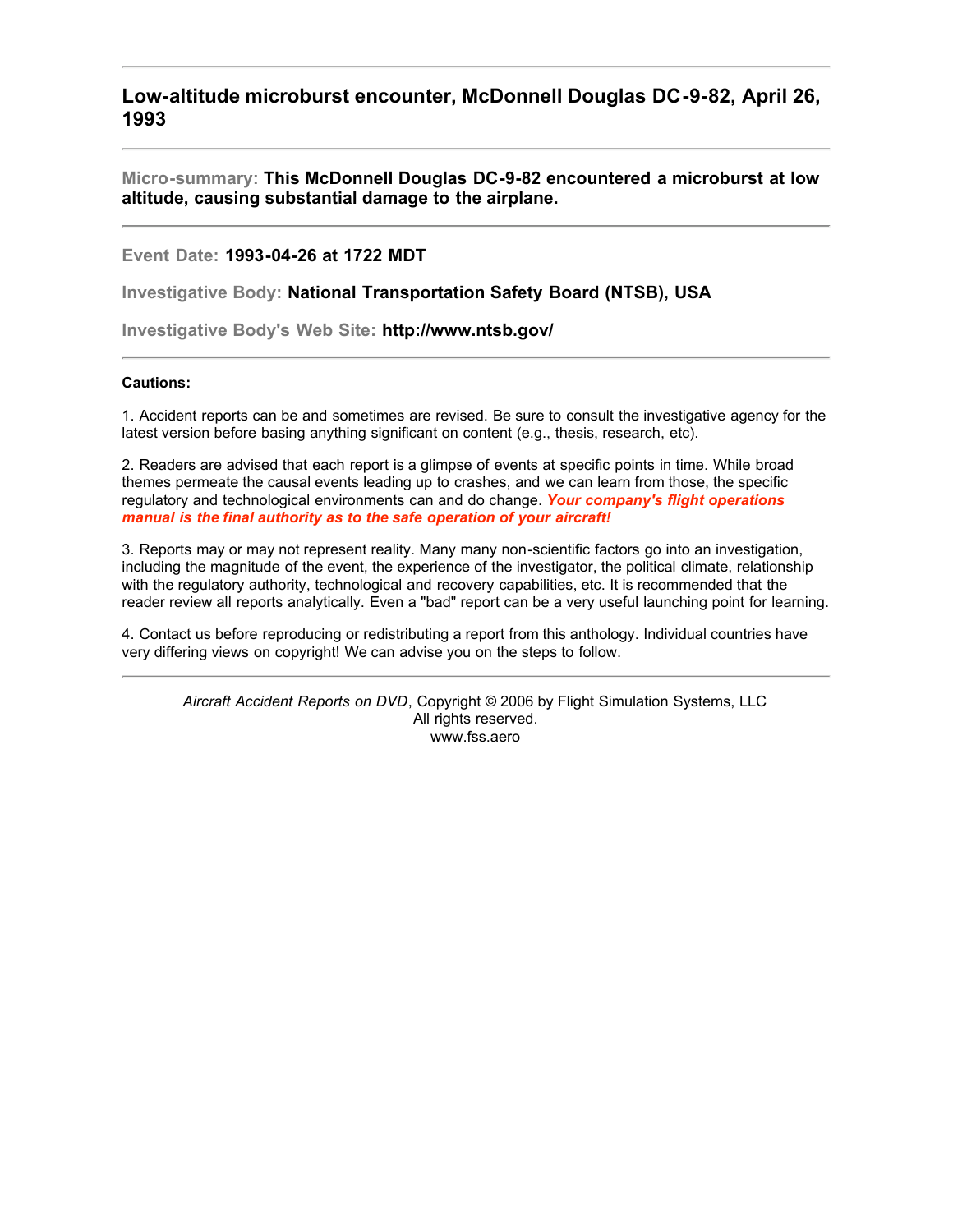# Low-altitude microburst encounter, McDonnell Douglas DC-9-82, April 26, 1993

---

**Micro-summary: This McDonnell Douglas DC-9-82 encountered a microburst at low altitude, causing substantial damage to the airplane.**

---

Event Date: **1993-04-26 at 1722 MDT**

Investigative Body: **National Transportation Safety Board (NTSB), USA**

Investigative Body's Web Site: **http://www.ntsb.gov/**

---

**Cautions:**

1. Accident reports can be and sometimes are revised. Be sure to consult the investigative agency for the latest version before basing anything significant on content (e.g., thesis, research, etc).

2. Readers are advised that each report is a glimpse of events at specific points in time. While broad themes permeate the causal events leading up to crashes, and we can learn from those, the specific regulatory and technological environments can and do change. ***Your company's flight operations manual is the final authority as to the safe operation of your aircraft!***

3. Reports may or may not represent reality. Many many non-scientific factors go into an investigation, including the magnitude of the event, the experience of the investigator, the political climate, relationship with the regulatory authority, technological and recovery capabilities, etc. It is recommended that the reader review all reports analytically. Even a "bad" report can be a very useful launching point for learning.

4. Contact us before reproducing or redistributing a report from this anthology. Individual countries have very differing views on copyright! We can advise you on the steps to follow.

---

*Aircraft Accident Reports on DVD*, Copyright © 2006 by Flight Simulation Systems, LLC
All rights reserved.
www.fss.aero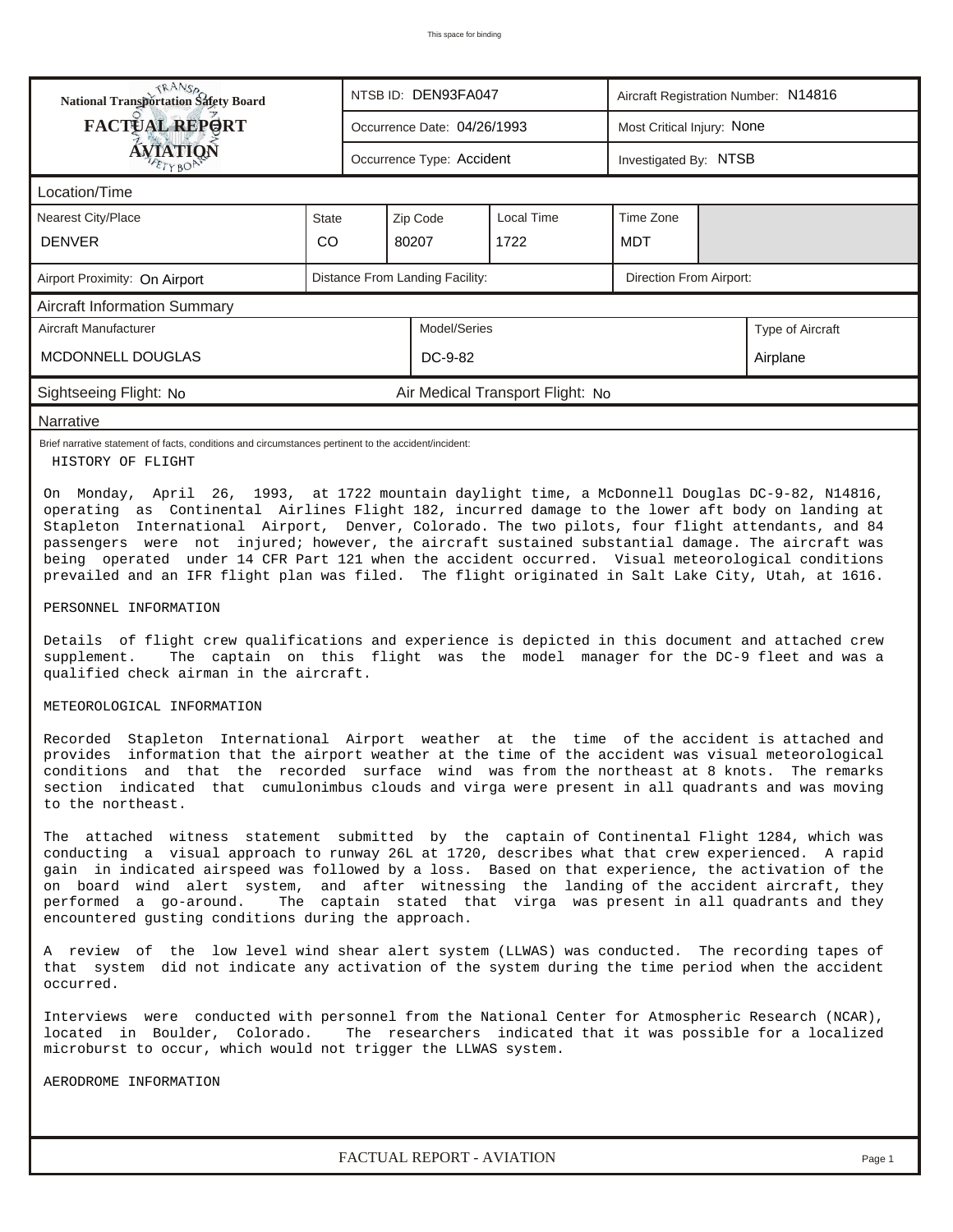This space for binding

| National Transportation Safety Board FACTUAL REPORT AVIATION | NTSB ID: DEN93FA047 | Aircraft Registration Number: N14816 |
|---|---|---|
| | Occurrence Date: 04/26/1993 | Most Critical Injury: None |
| | Occurrence Type: Accident | Investigated By: NTSB |

**Location/Time**

| Nearest City/Place | State | Zip Code | Local Time | Time Zone |
|---|---|---|---|---|
| DENVER | CO | 80207 | 1722 | MDT |

| Airport Proximity: On Airport | Distance From Landing Facility: | Direction From Airport: |
|---|---|---|

**Aircraft Information Summary**

| Aircraft Manufacturer | Model/Series | Type of Aircraft |
|---|---|---|
| MCDONNELL DOUGLAS | DC-9-82 | Airplane |

Sightseeing Flight: No    Air Medical Transport Flight: No

**Narrative**

Brief narrative statement of facts, conditions and circumstances pertinent to the accident/incident:

HISTORY OF FLIGHT

On Monday, April 26, 1993, at 1722 mountain daylight time, a McDonnell Douglas DC-9-82, N14816, operating as Continental Airlines Flight 182, incurred damage to the lower aft body on landing at Stapleton International Airport, Denver, Colorado. The two pilots, four flight attendants, and 84 passengers were not injured; however, the aircraft sustained substantial damage. The aircraft was being operated under 14 CFR Part 121 when the accident occurred. Visual meteorological conditions prevailed and an IFR flight plan was filed. The flight originated in Salt Lake City, Utah, at 1616.

PERSONNEL INFORMATION

Details of flight crew qualifications and experience is depicted in this document and attached crew supplement. The captain on this flight was the model manager for the DC-9 fleet and was a qualified check airman in the aircraft.

METEOROLOGICAL INFORMATION

Recorded Stapleton International Airport weather at the time of the accident is attached and provides information that the airport weather at the time of the accident was visual meteorological conditions and that the recorded surface wind was from the northeast at 8 knots. The remarks section indicated that cumulonimbus clouds and virga were present in all quadrants and was moving to the northeast.

The attached witness statement submitted by the captain of Continental Flight 1284, which was conducting a visual approach to runway 26L at 1720, describes what that crew experienced. A rapid gain in indicated airspeed was followed by a loss. Based on that experience, the activation of the on board wind alert system, and after witnessing the landing of the accident aircraft, they performed a go-around. The captain stated that virga was present in all quadrants and they encountered gusting conditions during the approach.

A review of the low level wind shear alert system (LLWAS) was conducted. The recording tapes of that system did not indicate any activation of the system during the time period when the accident occurred.

Interviews were conducted with personnel from the National Center for Atmospheric Research (NCAR), located in Boulder, Colorado. The researchers indicated that it was possible for a localized microburst to occur, which would not trigger the LLWAS system.

AERODROME INFORMATION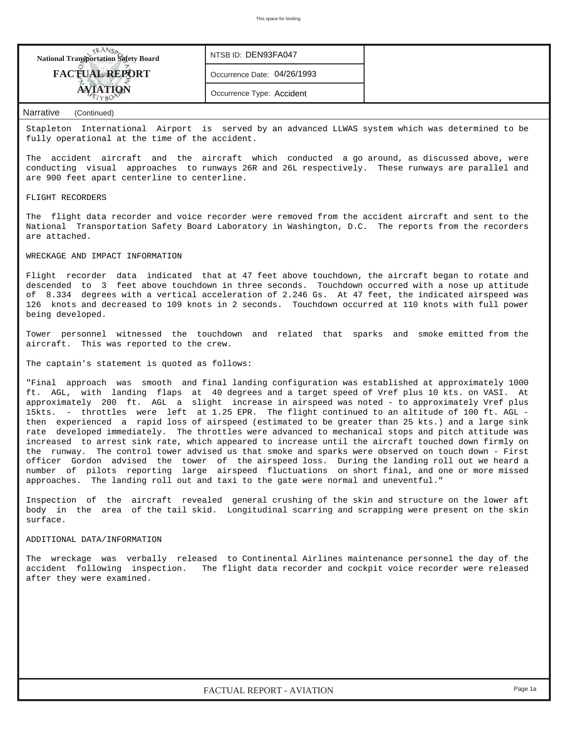| National Transportation Safety Board FACTUAL REPORT AVIATION | NTSB ID: DEN93FA047 |
|---|---|
| | Occurrence Date: 04/26/1993 |
| | Occurrence Type: Accident |

## Narrative (Continued)

Stapleton International Airport is served by an advanced LLWAS system which was determined to be fully operational at the time of the accident.

The accident aircraft and the aircraft which conducted a go around, as discussed above, were conducting visual approaches to runways 26R and 26L respectively. These runways are parallel and are 900 feet apart centerline to centerline.

FLIGHT RECORDERS

The flight data recorder and voice recorder were removed from the accident aircraft and sent to the National Transportation Safety Board Laboratory in Washington, D.C. The reports from the recorders are attached.

WRECKAGE AND IMPACT INFORMATION

Flight recorder data indicated that at 47 feet above touchdown, the aircraft began to rotate and descended to 3 feet above touchdown in three seconds. Touchdown occurred with a nose up attitude of 8.334 degrees with a vertical acceleration of 2.246 Gs. At 47 feet, the indicated airspeed was 126 knots and decreased to 109 knots in 2 seconds. Touchdown occurred at 110 knots with full power being developed.

Tower personnel witnessed the touchdown and related that sparks and smoke emitted from the aircraft. This was reported to the crew.

The captain's statement is quoted as follows:

"Final approach was smooth and final landing configuration was established at approximately 1000 ft. AGL, with landing flaps at 40 degrees and a target speed of Vref plus 10 kts. on VASI. At approximately 200 ft. AGL a slight increase in airspeed was noted - to approximately Vref plus 15kts. - throttles were left at 1.25 EPR. The flight continued to an altitude of 100 ft. AGL - then experienced a rapid loss of airspeed (estimated to be greater than 25 kts.) and a large sink rate developed immediately. The throttles were advanced to mechanical stops and pitch attitude was increased to arrest sink rate, which appeared to increase until the aircraft touched down firmly on the runway. The control tower advised us that smoke and sparks were observed on touch down - First officer Gordon advised the tower of the airspeed loss. During the landing roll out we heard a number of pilots reporting large airspeed fluctuations on short final, and one or more missed approaches. The landing roll out and taxi to the gate were normal and uneventful."

Inspection of the aircraft revealed general crushing of the skin and structure on the lower aft body in the area of the tail skid. Longitudinal scarring and scrapping were present on the skin surface.

ADDITIONAL DATA/INFORMATION

The wreckage was verbally released to Continental Airlines maintenance personnel the day of the accident following inspection. The flight data recorder and cockpit voice recorder were released after they were examined.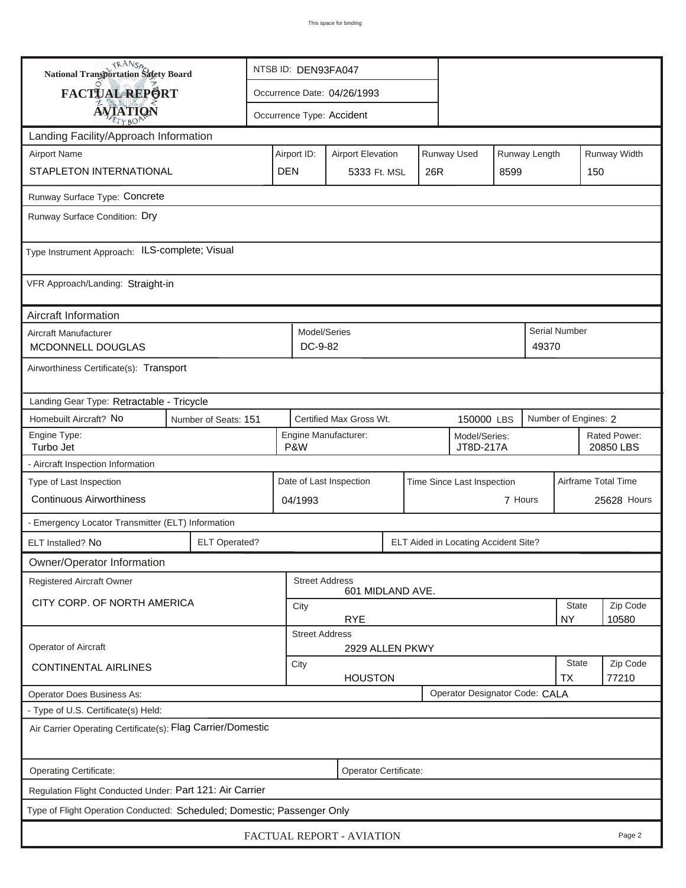This space for binding

**National Transportation Safety Board**

**FACTUAL REPORT**

**AVIATION**

NTSB ID: DEN93FA047

Occurrence Date: 04/26/1993

Occurrence Type: Accident

## Landing Facility/Approach Information

| Airport Name | Airport ID: | Airport Elevation | Runway Used | Runway Length | Runway Width |
|---|---|---|---|---|---|
| STAPLETON INTERNATIONAL | DEN | 5333 Ft. MSL | 26R | 8599 | 150 |

Runway Surface Type: Concrete

Runway Surface Condition: Dry

Type Instrument Approach: ILS-complete; Visual

VFR Approach/Landing: Straight-in

## Aircraft Information

| Aircraft Manufacturer | Model/Series | Serial Number |
|---|---|---|
| MCDONNELL DOUGLAS | DC-9-82 | 49370 |

Airworthiness Certificate(s): Transport

Landing Gear Type: Retractable - Tricycle

| Homebuilt Aircraft? | Number of Seats: | Certified Max Gross Wt. | Number of Engines: |
|---|---|---|---|
| No | 151 | 150000 LBS | 2 |

| Engine Type: | Engine Manufacturer: | Model/Series: | Rated Power: |
|---|---|---|---|
| Turbo Jet | P&W | JT8D-217A | 20850 LBS |

- Aircraft Inspection Information

| Type of Last Inspection | Date of Last Inspection | Time Since Last Inspection | Airframe Total Time |
|---|---|---|---|
| Continuous Airworthiness | 04/1993 | 7 Hours | 25628 Hours |

- Emergency Locator Transmitter (ELT) Information

| ELT Installed? | ELT Operated? | ELT Aided in Locating Accident Site? |
|---|---|---|
| No | | |

## Owner/Operator Information

| Registered Aircraft Owner | Street Address | City | State | Zip Code |
|---|---|---|---|---|
| CITY CORP. OF NORTH AMERICA | 601 MIDLAND AVE. | RYE | NY | 10580 |

| Operator of Aircraft | Street Address | City | State | Zip Code |
|---|---|---|---|---|
| CONTINENTAL AIRLINES | 2929 ALLEN PKWY | HOUSTON | TX | 77210 |

Operator Does Business As:

Operator Designator Code: CALA

- Type of U.S. Certificate(s) Held:

Air Carrier Operating Certificate(s): Flag Carrier/Domestic

Operating Certificate:

Operator Certificate:

Regulation Flight Conducted Under: Part 121: Air Carrier

Type of Flight Operation Conducted: Scheduled; Domestic; Passenger Only

FACTUAL REPORT - AVIATION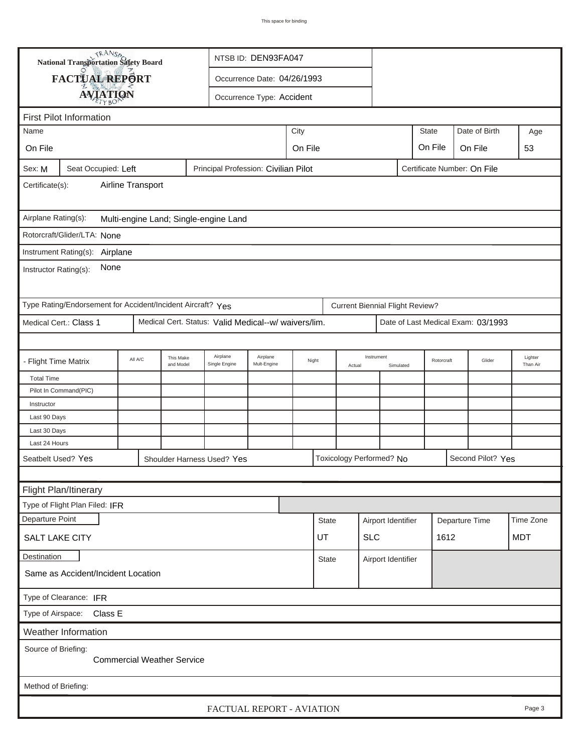National Transportation Safety Board

**FACTUAL REPORT**

**AVIATION**

NTSB ID: DEN93FA047

Occurrence Date: 04/26/1993

Occurrence Type: Accident

## First Pilot Information

| Name | City | State | Date of Birth | Age |
|---|---|---|---|---|
| On File | On File | On File | On File | 53 |

Sex: M | Seat Occupied: Left | Principal Profession: Civilian Pilot | Certificate Number: On File

Certificate(s): Airline Transport

Airplane Rating(s): Multi-engine Land; Single-engine Land

Rotorcraft/Glider/LTA: None

Instrument Rating(s): Airplane

Instructor Rating(s): None

Type Rating/Endorsement for Accident/Incident Aircraft? Yes

Current Biennial Flight Review?

Medical Cert.: Class 1 | Medical Cert. Status: Valid Medical--w/ waivers/lim. | Date of Last Medical Exam: 03/1993

| - Flight Time Matrix | All A/C | This Make and Model | Airplane Single Engine | Airplane Mult-Engine | Night | Instrument Actual | Instrument Simulated | Rotorcraft | Glider | Lighter Than Air |
|---|---|---|---|---|---|---|---|---|---|---|
| Total Time | | | | | | | | | | |
| Pilot In Command(PIC) | | | | | | | | | | |
| Instructor | | | | | | | | | | |
| Last 90 Days | | | | | | | | | | |
| Last 30 Days | | | | | | | | | | |
| Last 24 Hours | | | | | | | | | | |

Seatbelt Used? Yes | Shoulder Harness Used? Yes | Toxicology Performed? No | Second Pilot? Yes

## Flight Plan/Itinerary

Type of Flight Plan Filed: IFR

| Departure Point | State | Airport Identifier | Departure Time | Time Zone |
|---|---|---|---|---|
| SALT LAKE CITY | UT | SLC | 1612 | MDT |

| Destination | State | Airport Identifier |
|---|---|---|
| Same as Accident/Incident Location | | |

Type of Clearance: IFR

Type of Airspace: Class E

## Weather Information

Source of Briefing: Commercial Weather Service

Method of Briefing: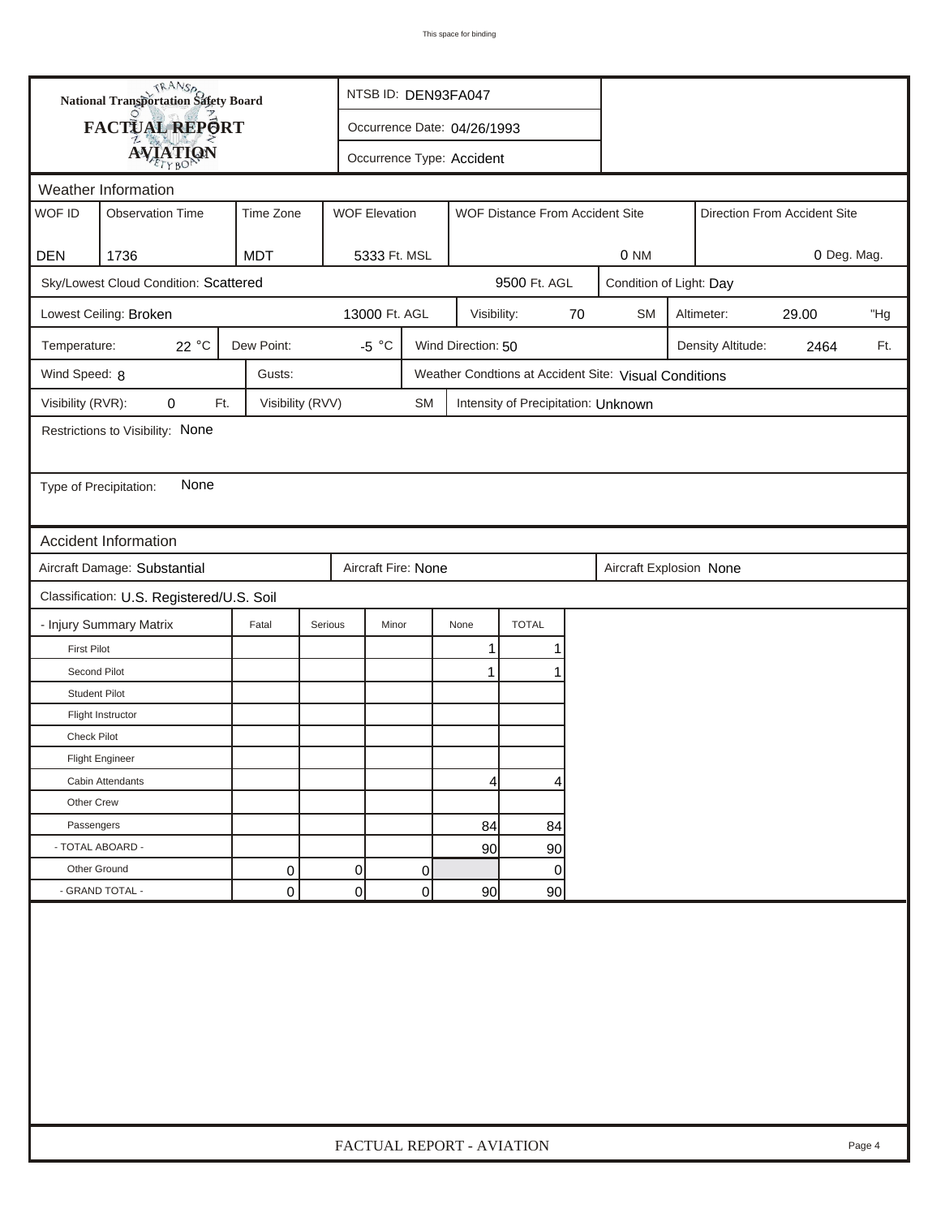This space for binding

# National Transportation Safety Board
## FACTUAL REPORT
## AVIATION

NTSB ID: DEN93FA047

Occurrence Date: 04/26/1993

Occurrence Type: Accident

### Weather Information

| WOF ID | Observation Time | Time Zone | WOF Elevation | WOF Distance From Accident Site | Direction From Accident Site |
|---|---|---|---|---|---|
| DEN | 1736 | MDT | 5333 Ft. MSL | 0 NM | 0 Deg. Mag. |

Sky/Lowest Cloud Condition: Scattered 9500 Ft. AGL

Condition of Light: Day

Lowest Ceiling: Broken 13000 Ft. AGL

Visibility: 70 SM

Altimeter: 29.00 "Hg

Temperature: 22 °C

Dew Point: -5 °C

Wind Direction: 50

Density Altitude: 2464 Ft.

Wind Speed: 8

Gusts:

Weather Condtions at Accident Site: Visual Conditions

Visibility (RVR): 0 Ft.

Visibility (RVV) SM

Intensity of Precipitation: Unknown

Restrictions to Visibility: None

Type of Precipitation: None

### Accident Information

Aircraft Damage: Substantial

Aircraft Fire: None

Aircraft Explosion None

Classification: U.S. Registered/U.S. Soil

| - Injury Summary Matrix | Fatal | Serious | Minor | None | TOTAL |
|---|---|---|---|---|---|
| First Pilot | | | | 1 | 1 |
| Second Pilot | | | | 1 | 1 |
| Student Pilot | | | | | |
| Flight Instructor | | | | | |
| Check Pilot | | | | | |
| Flight Engineer | | | | | |
| Cabin Attendants | | | | 4 | 4 |
| Other Crew | | | | | |
| Passengers | | | | 84 | 84 |
| - TOTAL ABOARD - | | | | 90 | 90 |
| Other Ground | 0 | 0 | 0 | | 0 |
| - GRAND TOTAL - | 0 | 0 | 0 | 90 | 90 |

FACTUAL REPORT - AVIATION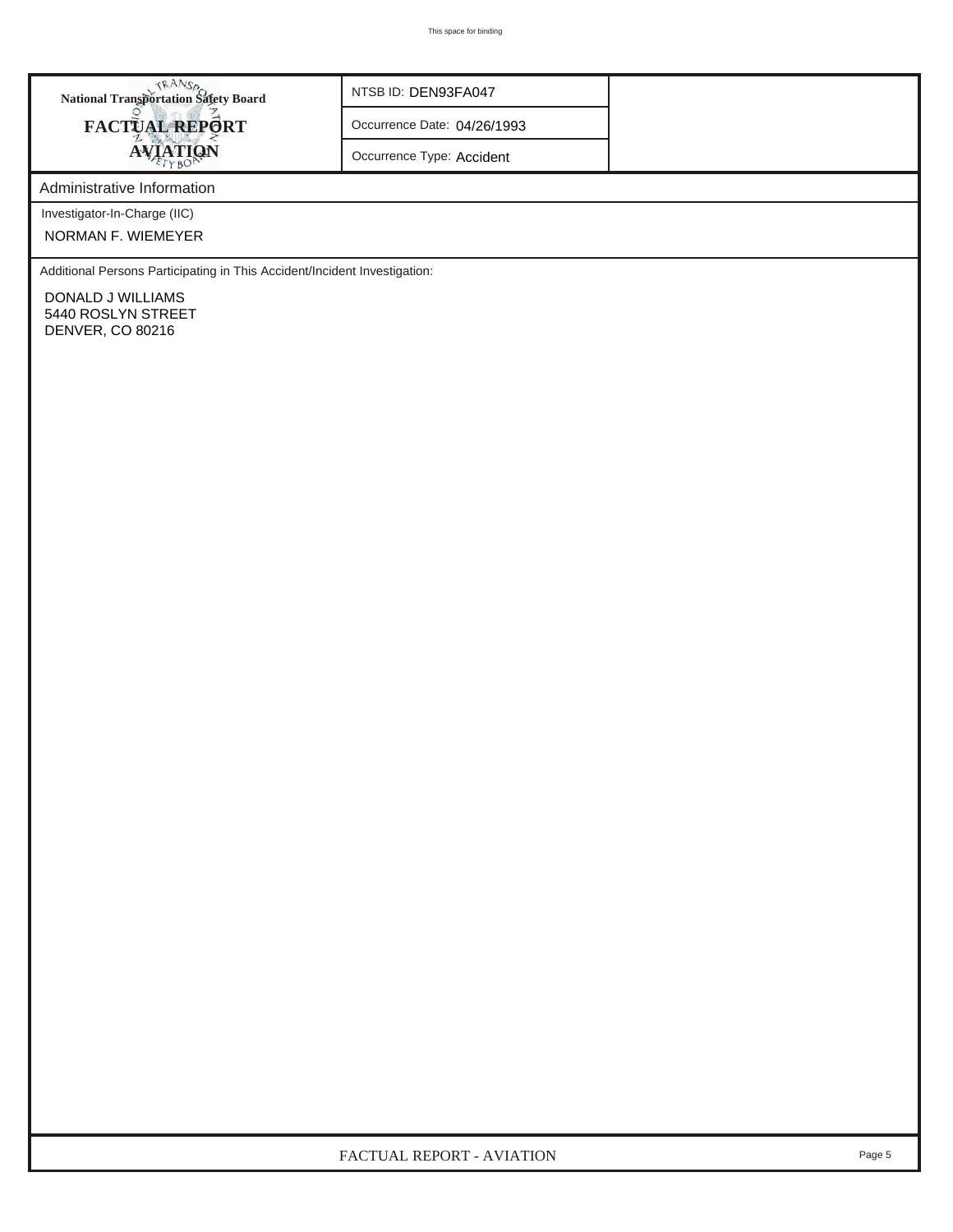**National Transportation Safety Board**

**FACTUAL REPORT**

**AVIATION**

| | |
|---|---|
| NTSB ID: DEN93FA047 | |
| Occurrence Date: 04/26/1993 | |
| Occurrence Type: Accident | |

## Administrative Information

Investigator-In-Charge (IIC)

NORMAN F. WIEMEYER

Additional Persons Participating in This Accident/Incident Investigation:

DONALD J WILLIAMS
5440 ROSLYN STREET
DENVER, CO 80216